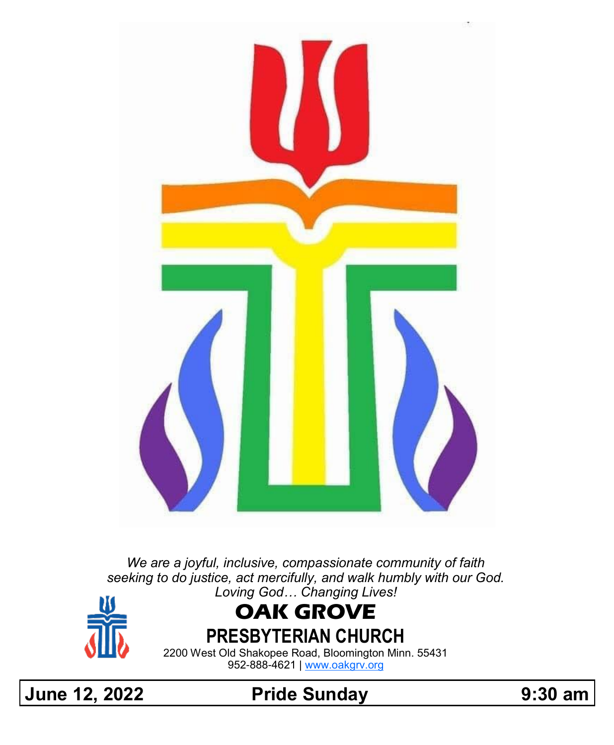*We are a joyful, inclusive, compassionate community of faith seeking to do justice, act mercifully, and walk humbly with our God.*
*Loving God… Changing Lives!*

# OAK GROVE
## PRESBYTERIAN CHURCH

2200 West Old Shakopee Road, Bloomington Minn. 55431
952-888-4621 | www.oakgrv.org

**June 12, 2022** **Pride Sunday** **9:30 am**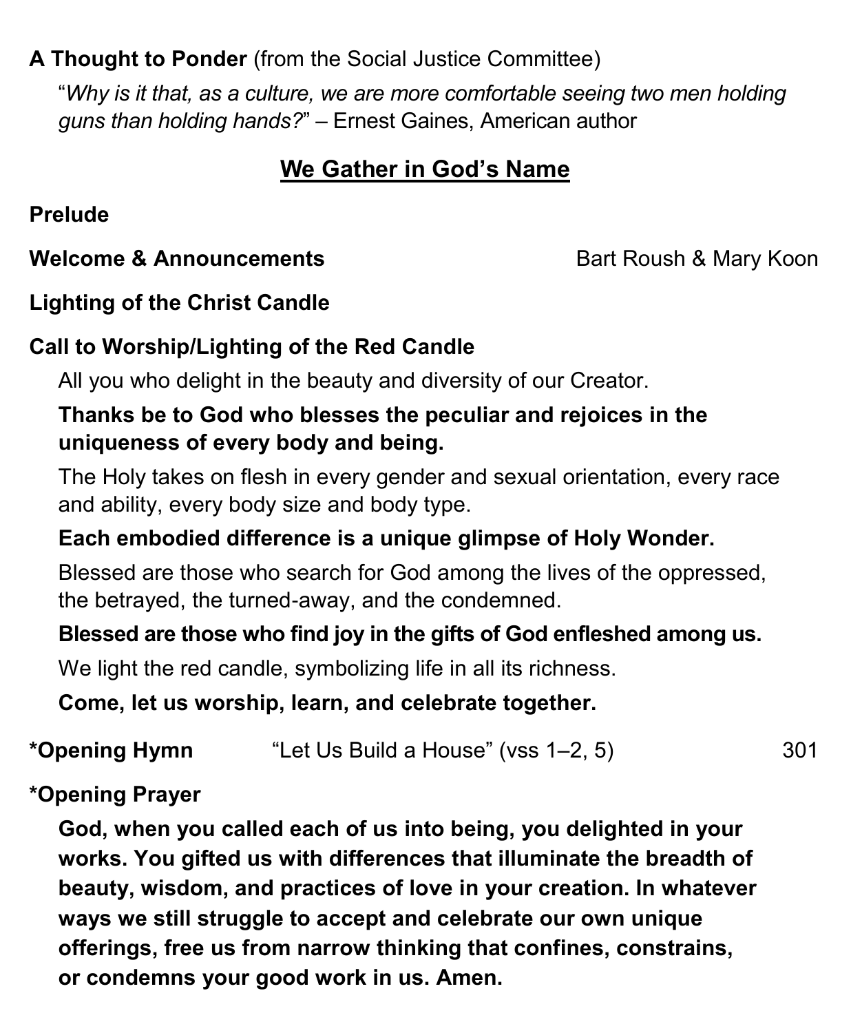**A Thought to Ponder** (from the Social Justice Committee)

"*Why is it that, as a culture, we are more comfortable seeing two men holding guns than holding hands?*" – Ernest Gaines, American author

## We Gather in God's Name

**Prelude**

**Welcome & Announcements** Bart Roush & Mary Koon

**Lighting of the Christ Candle**

**Call to Worship/Lighting of the Red Candle**

All you who delight in the beauty and diversity of our Creator.

**Thanks be to God who blesses the peculiar and rejoices in the uniqueness of every body and being.**

The Holy takes on flesh in every gender and sexual orientation, every race and ability, every body size and body type.

**Each embodied difference is a unique glimpse of Holy Wonder.**

Blessed are those who search for God among the lives of the oppressed, the betrayed, the turned-away, and the condemned.

**Blessed are those who find joy in the gifts of God enfleshed among us.**

We light the red candle, symbolizing life in all its richness.

**Come, let us worship, learn, and celebrate together.**

**\*Opening Hymn** "Let Us Build a House" (vss 1–2, 5) 301

**\*Opening Prayer**

**God, when you called each of us into being, you delighted in your works. You gifted us with differences that illuminate the breadth of beauty, wisdom, and practices of love in your creation. In whatever ways we still struggle to accept and celebrate our own unique offerings, free us from narrow thinking that confines, constrains, or condemns your good work in us. Amen.**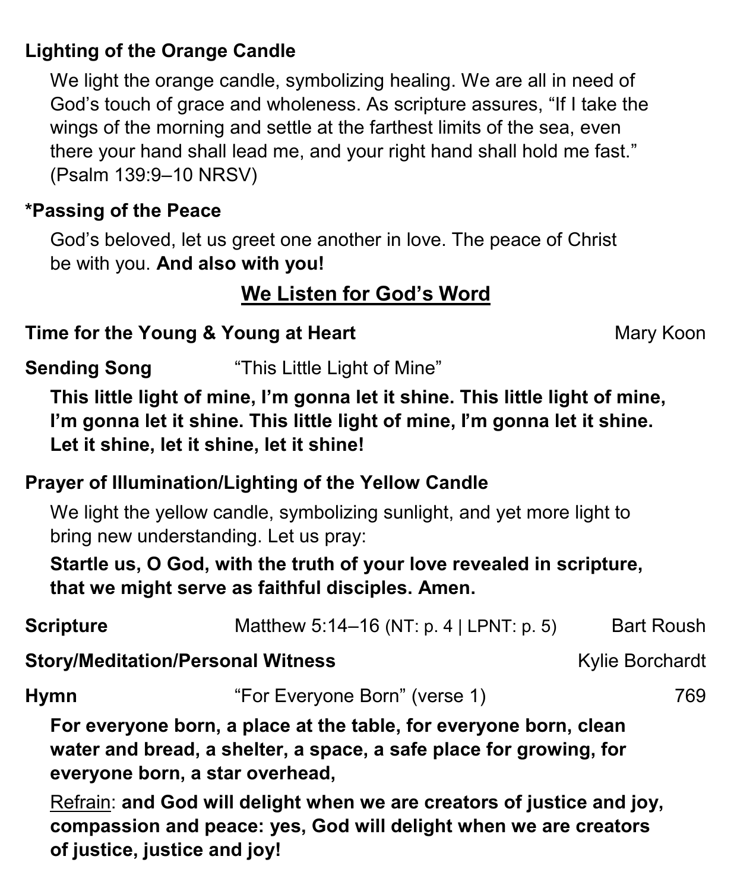**Lighting of the Orange Candle**

We light the orange candle, symbolizing healing. We are all in need of God's touch of grace and wholeness. As scripture assures, "If I take the wings of the morning and settle at the farthest limits of the sea, even there your hand shall lead me, and your right hand shall hold me fast." (Psalm 139:9–10 NRSV)

***Passing of the Peace**

God's beloved, let us greet one another in love. The peace of Christ be with you. **And also with you!**

## We Listen for God's Word

**Time for the Young & Young at Heart** — Mary Koon

**Sending Song** — "This Little Light of Mine"

**This little light of mine, I'm gonna let it shine. This little light of mine, I'm gonna let it shine. This little light of mine, I'm gonna let it shine. Let it shine, let it shine, let it shine!**

**Prayer of Illumination/Lighting of the Yellow Candle**

We light the yellow candle, symbolizing sunlight, and yet more light to bring new understanding. Let us pray:

**Startle us, O God, with the truth of your love revealed in scripture, that we might serve as faithful disciples. Amen.**

**Scripture** — Matthew 5:14–16 (NT: p. 4 | LPNT: p. 5) — Bart Roush

**Story/Meditation/Personal Witness** — Kylie Borchardt

**Hymn** — "For Everyone Born" (verse 1) — 769

**For everyone born, a place at the table, for everyone born, clean water and bread, a shelter, a space, a safe place for growing, for everyone born, a star overhead,**

Refrain: **and God will delight when we are creators of justice and joy, compassion and peace: yes, God will delight when we are creators of justice, justice and joy!**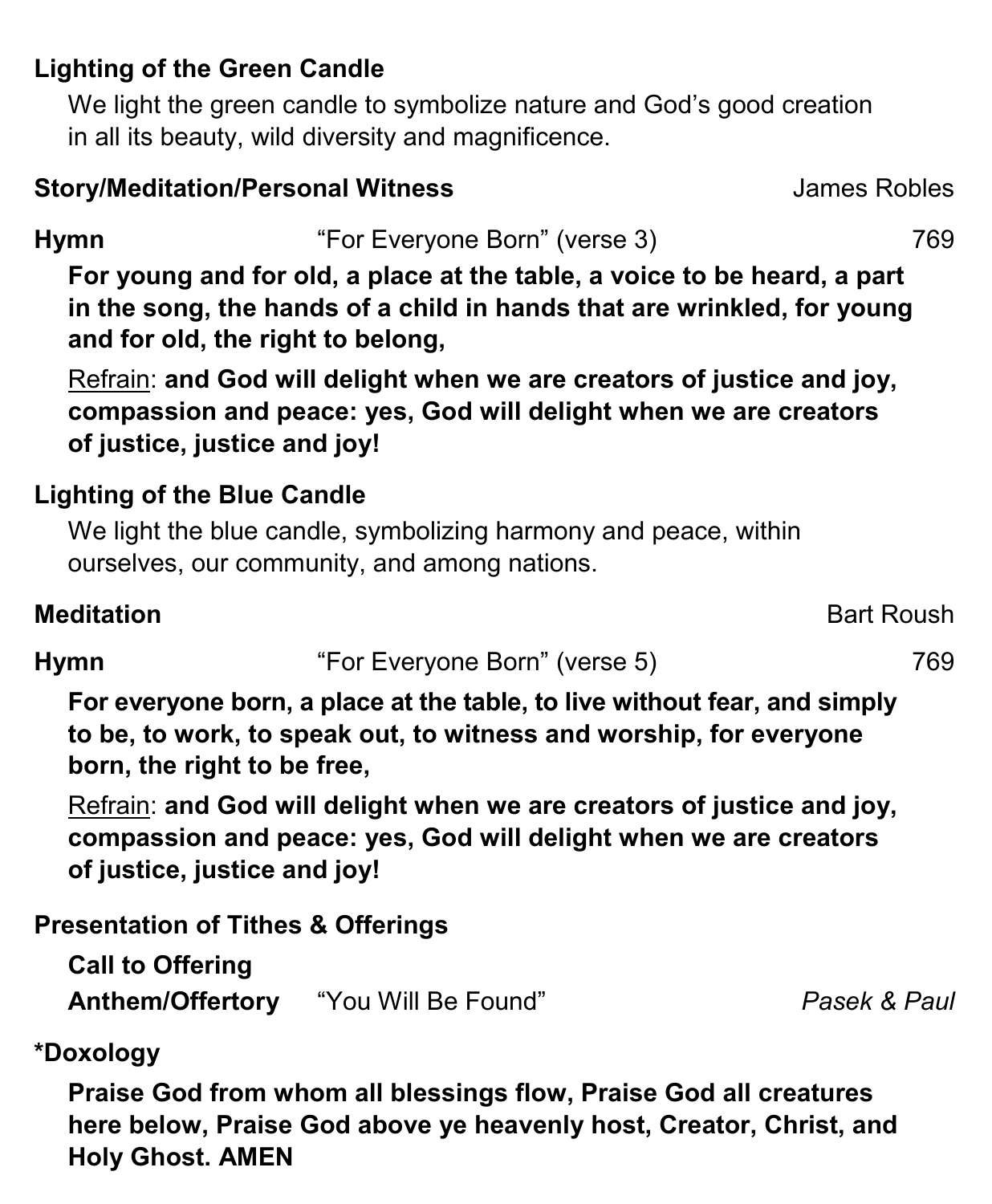**Lighting of the Green Candle**

We light the green candle to symbolize nature and God's good creation in all its beauty, wild diversity and magnificence.

**Story/Meditation/Personal Witness** James Robles

**Hymn** "For Everyone Born" (verse 3) 769

**For young and for old, a place at the table, a voice to be heard, a part in the song, the hands of a child in hands that are wrinkled, for young and for old, the right to belong,**

Refrain: **and God will delight when we are creators of justice and joy, compassion and peace: yes, God will delight when we are creators of justice, justice and joy!**

**Lighting of the Blue Candle**

We light the blue candle, symbolizing harmony and peace, within ourselves, our community, and among nations.

**Meditation** Bart Roush

**Hymn** "For Everyone Born" (verse 5) 769

**For everyone born, a place at the table, to live without fear, and simply to be, to work, to speak out, to witness and worship, for everyone born, the right to be free,**

Refrain: **and God will delight when we are creators of justice and joy, compassion and peace: yes, God will delight when we are creators of justice, justice and joy!**

**Presentation of Tithes & Offerings**

**Call to Offering**

**Anthem/Offertory** "You Will Be Found" *Pasek & Paul*

**\*Doxology**

**Praise God from whom all blessings flow, Praise God all creatures here below, Praise God above ye heavenly host, Creator, Christ, and Holy Ghost. AMEN**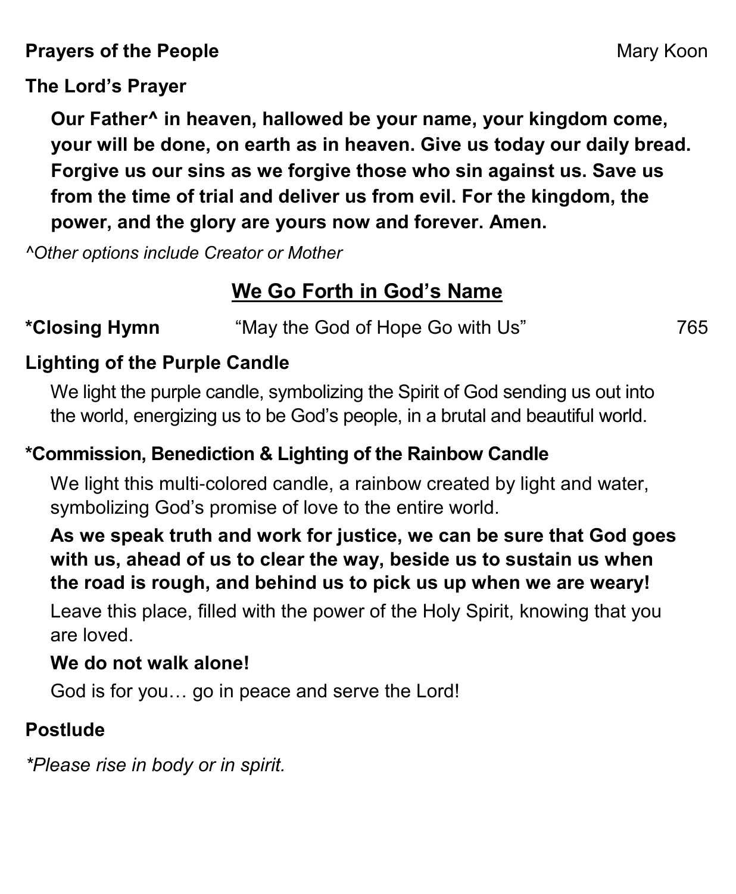**Prayers of the People** Mary Koon

**The Lord's Prayer**

**Our Father^ in heaven, hallowed be your name, your kingdom come, your will be done, on earth as in heaven. Give us today our daily bread. Forgive us our sins as we forgive those who sin against us. Save us from the time of trial and deliver us from evil. For the kingdom, the power, and the glory are yours now and forever. Amen.**

*^Other options include Creator or Mother*

## We Go Forth in God's Name

**\*Closing Hymn** "May the God of Hope Go with Us" 765

**Lighting of the Purple Candle**

We light the purple candle, symbolizing the Spirit of God sending us out into the world, energizing us to be God's people, in a brutal and beautiful world.

**\*Commission, Benediction & Lighting of the Rainbow Candle**

We light this multi-colored candle, a rainbow created by light and water, symbolizing God's promise of love to the entire world.

**As we speak truth and work for justice, we can be sure that God goes with us, ahead of us to clear the way, beside us to sustain us when the road is rough, and behind us to pick us up when we are weary!**

Leave this place, filled with the power of the Holy Spirit, knowing that you are loved.

**We do not walk alone!**

God is for you… go in peace and serve the Lord!

**Postlude**

*\*Please rise in body or in spirit.*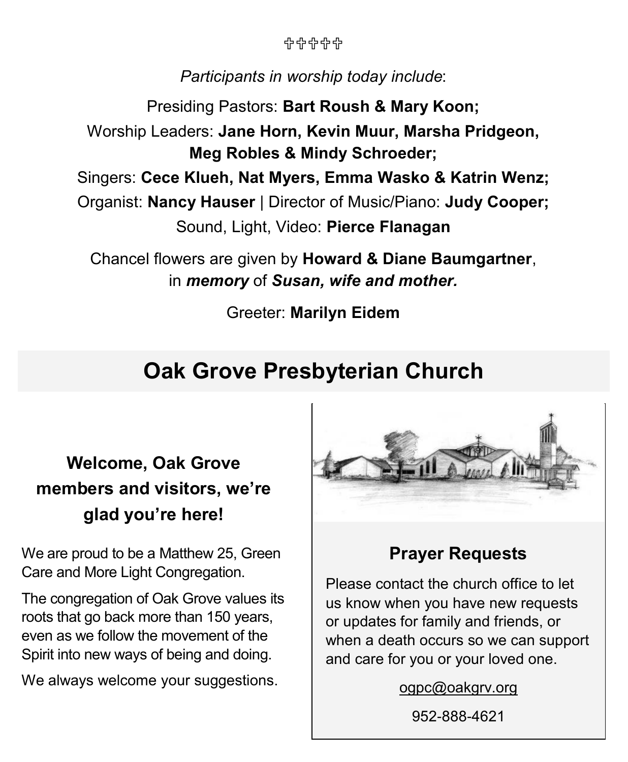✞✞✞✞✞

*Participants in worship today include*:

Presiding Pastors: **Bart Roush & Mary Koon;**

Worship Leaders: **Jane Horn, Kevin Muur, Marsha Pridgeon, Meg Robles & Mindy Schroeder;**

Singers: **Cece Klueh, Nat Myers, Emma Wasko & Katrin Wenz;**

Organist: **Nancy Hauser** | Director of Music/Piano: **Judy Cooper;**

Sound, Light, Video: **Pierce Flanagan**

Chancel flowers are given by **Howard & Diane Baumgartner**, in ***memory*** of ***Susan, wife and mother.***

Greeter: **Marilyn Eidem**

# Oak Grove Presbyterian Church

### Welcome, Oak Grove members and visitors, we're glad you're here!

We are proud to be a Matthew 25, Green Care and More Light Congregation.

The congregation of Oak Grove values its roots that go back more than 150 years, even as we follow the movement of the Spirit into new ways of being and doing.

We always welcome your suggestions.

### Prayer Requests

Please contact the church office to let us know when you have new requests or updates for family and friends, or when a death occurs so we can support and care for you or your loved one.

ogpc@oakgrv.org

952-888-4621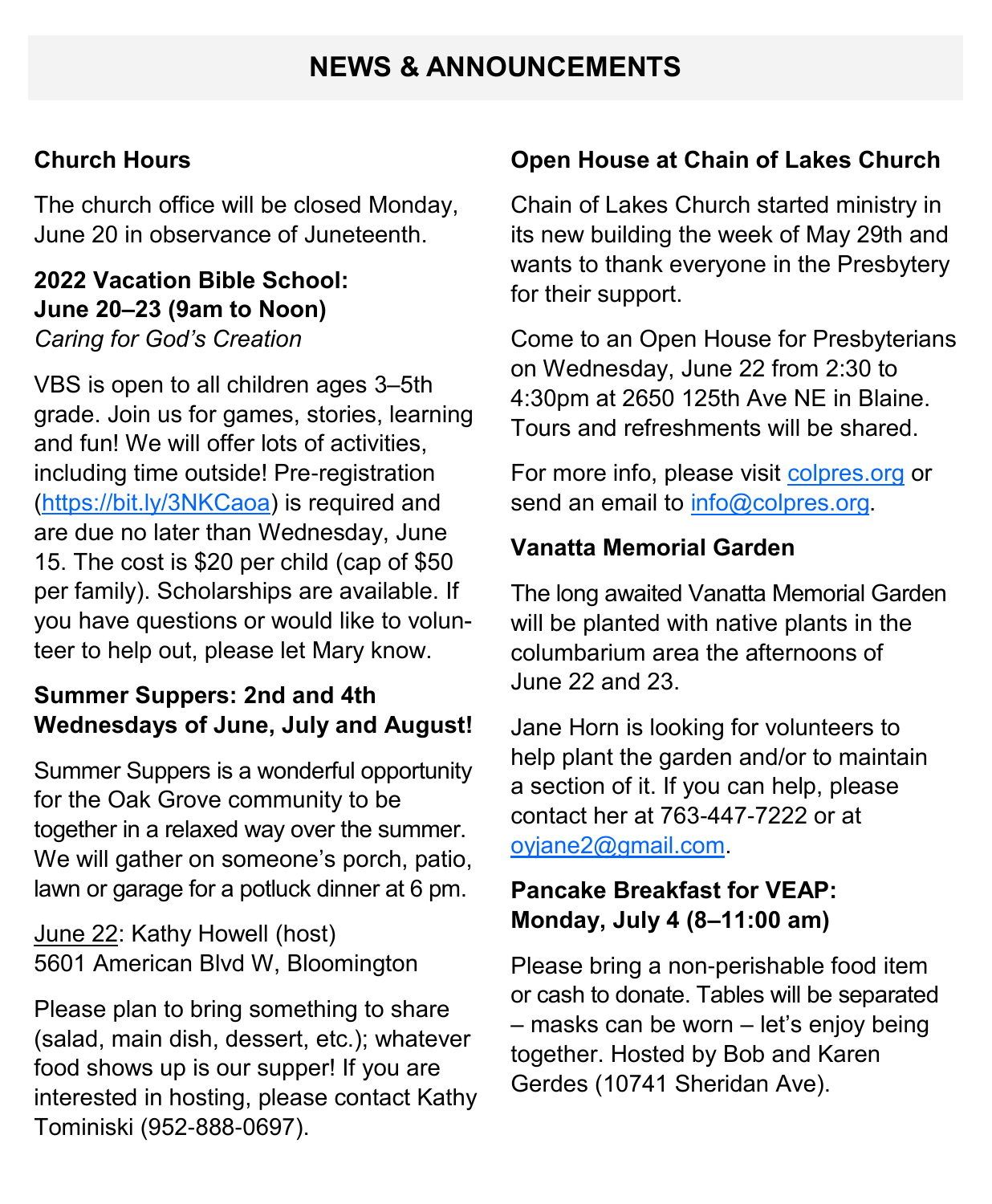# NEWS & ANNOUNCEMENTS

**Church Hours**

The church office will be closed Monday, June 20 in observance of Juneteenth.

**2022 Vacation Bible School: June 20–23 (9am to Noon)**
*Caring for God's Creation*

VBS is open to all children ages 3–5th grade. Join us for games, stories, learning and fun! We will offer lots of activities, including time outside! Pre-registration (https://bit.ly/3NKCaoa) is required and are due no later than Wednesday, June 15. The cost is $20 per child (cap of $50 per family). Scholarships are available. If you have questions or would like to volunteer to help out, please let Mary know.

**Summer Suppers: 2nd and 4th Wednesdays of June, July and August!**

Summer Suppers is a wonderful opportunity for the Oak Grove community to be together in a relaxed way over the summer. We will gather on someone's porch, patio, lawn or garage for a potluck dinner at 6 pm.

June 22: Kathy Howell (host)
5601 American Blvd W, Bloomington

Please plan to bring something to share (salad, main dish, dessert, etc.); whatever food shows up is our supper! If you are interested in hosting, please contact Kathy Tominiski (952-888-0697).

**Open House at Chain of Lakes Church**

Chain of Lakes Church started ministry in its new building the week of May 29th and wants to thank everyone in the Presbytery for their support.

Come to an Open House for Presbyterians on Wednesday, June 22 from 2:30 to 4:30pm at 2650 125th Ave NE in Blaine. Tours and refreshments will be shared.

For more info, please visit colpres.org or send an email to info@colpres.org.

**Vanatta Memorial Garden**

The long awaited Vanatta Memorial Garden will be planted with native plants in the columbarium area the afternoons of June 22 and 23.

Jane Horn is looking for volunteers to help plant the garden and/or to maintain a section of it. If you can help, please contact her at 763-447-7222 or at oyjane2@gmail.com.

**Pancake Breakfast for VEAP: Monday, July 4 (8–11:00 am)**

Please bring a non-perishable food item or cash to donate. Tables will be separated – masks can be worn – let's enjoy being together. Hosted by Bob and Karen Gerdes (10741 Sheridan Ave).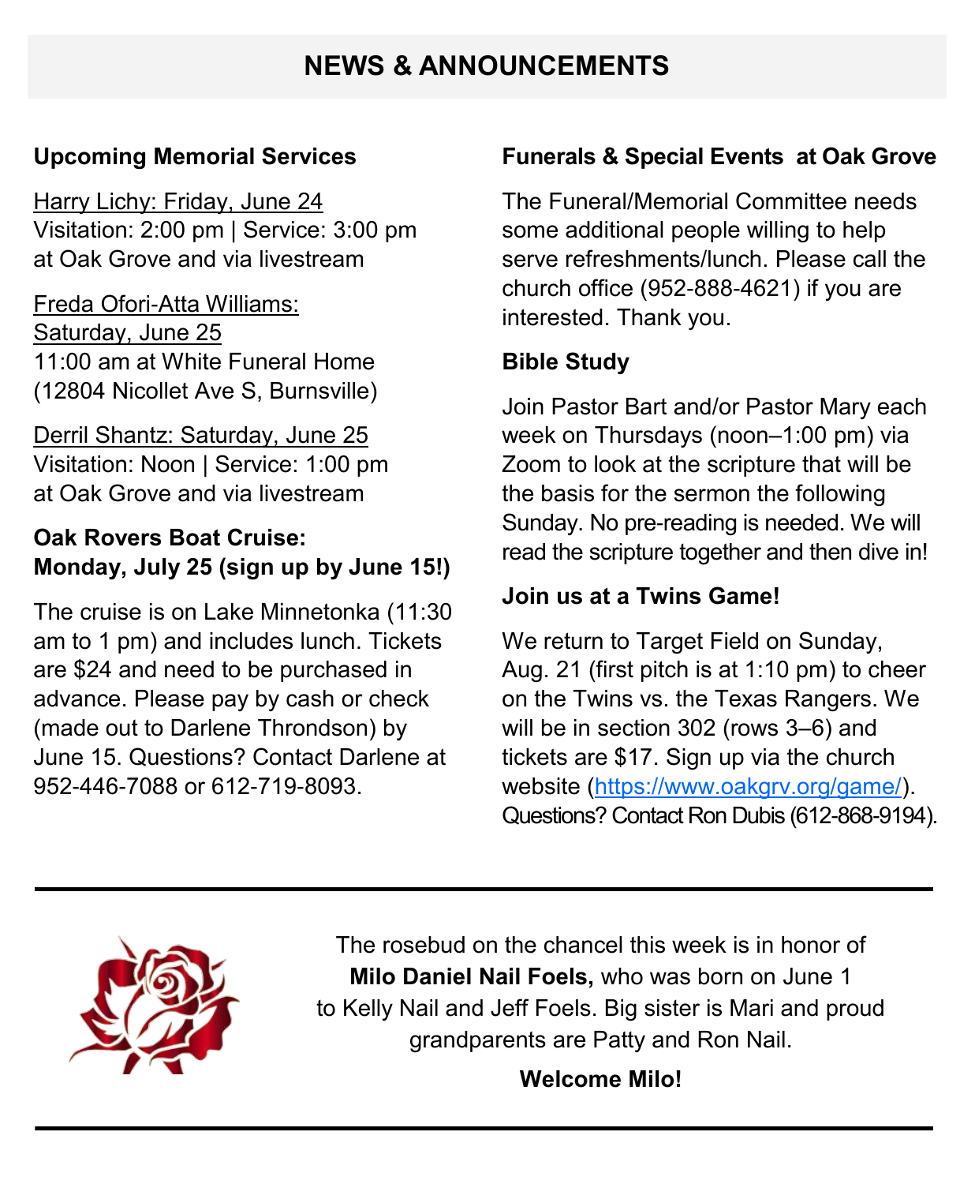# NEWS & ANNOUNCEMENTS

### Upcoming Memorial Services

Harry Lichy: Friday, June 24
Visitation: 2:00 pm | Service: 3:00 pm at Oak Grove and via livestream

Freda Ofori-Atta Williams: Saturday, June 25
11:00 am at White Funeral Home (12804 Nicollet Ave S, Burnsville)

Derril Shantz: Saturday, June 25
Visitation: Noon | Service: 1:00 pm at Oak Grove and via livestream

### Oak Rovers Boat Cruise: Monday, July 25 (sign up by June 15!)

The cruise is on Lake Minnetonka (11:30 am to 1 pm) and includes lunch. Tickets are $24 and need to be purchased in advance. Please pay by cash or check (made out to Darlene Throndson) by June 15. Questions? Contact Darlene at 952-446-7088 or 612-719-8093.

### Funerals & Special Events at Oak Grove

The Funeral/Memorial Committee needs some additional people willing to help serve refreshments/lunch. Please call the church office (952-888-4621) if you are interested. Thank you.

### Bible Study

Join Pastor Bart and/or Pastor Mary each week on Thursdays (noon–1:00 pm) via Zoom to look at the scripture that will be the basis for the sermon the following Sunday. No pre-reading is needed. We will read the scripture together and then dive in!

### Join us at a Twins Game!

We return to Target Field on Sunday, Aug. 21 (first pitch is at 1:10 pm) to cheer on the Twins vs. the Texas Rangers. We will be in section 302 (rows 3–6) and tickets are $17. Sign up via the church website (https://www.oakgrv.org/game/). Questions? Contact Ron Dubis (612-868-9194).

---

The rosebud on the chancel this week is in honor of **Milo Daniel Nail Foels,** who was born on June 1 to Kelly Nail and Jeff Foels. Big sister is Mari and proud grandparents are Patty and Ron Nail.

**Welcome Milo!**